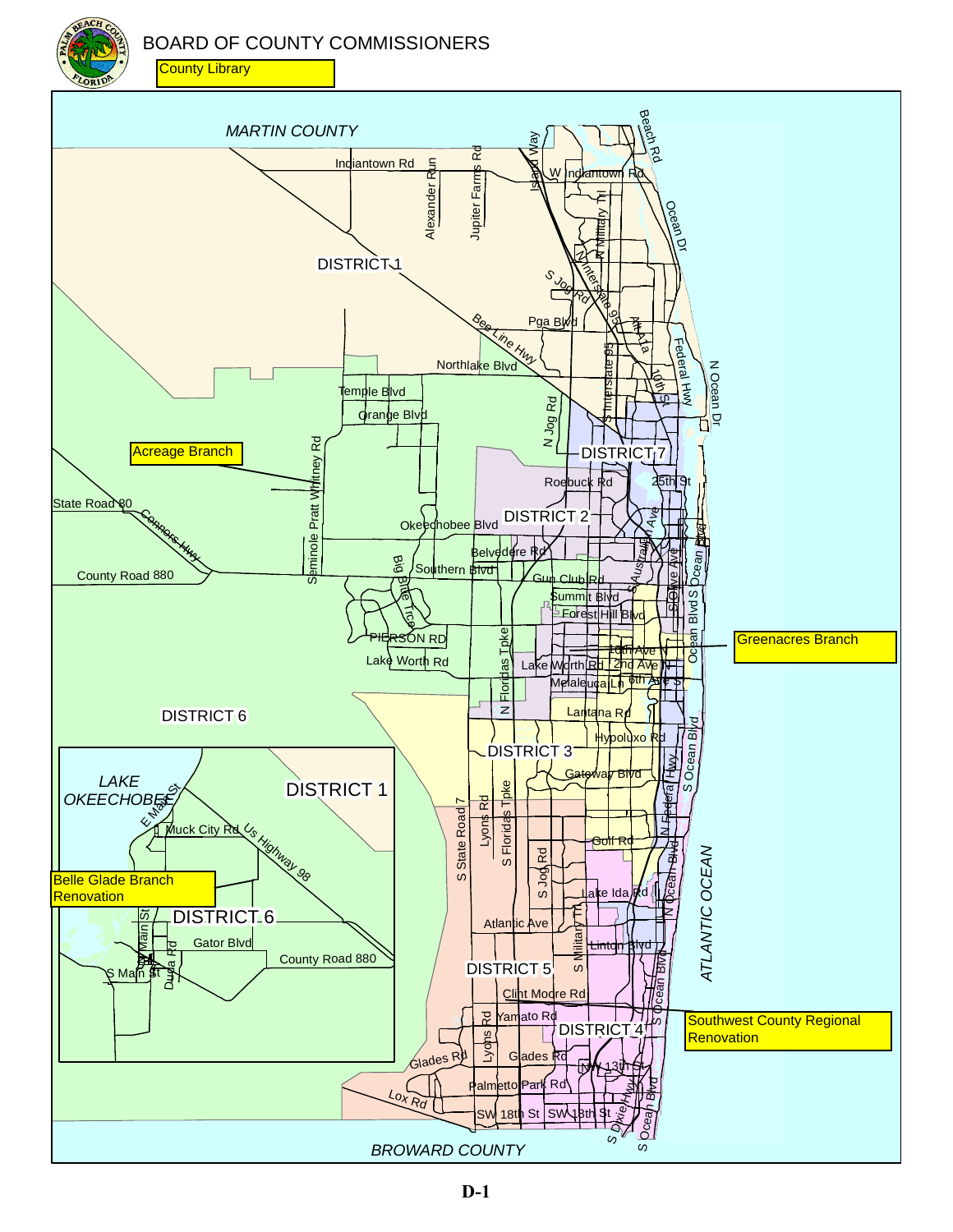# BOARD OF COUNTY COMMISSIONERS

County Library

MARTIN COUNTY

DISTRICT 1

DISTRICT 2

DISTRICT 3

DISTRICT 4

DISTRICT 5

DISTRICT 6

DISTRICT 7

Acreage Branch

Greenacres Branch

Belle Glade Branch Renovation

Southwest County Regional Renovation

LAKE OKEECHOBEE

ATLANTIC OCEAN

BROWARD COUNTY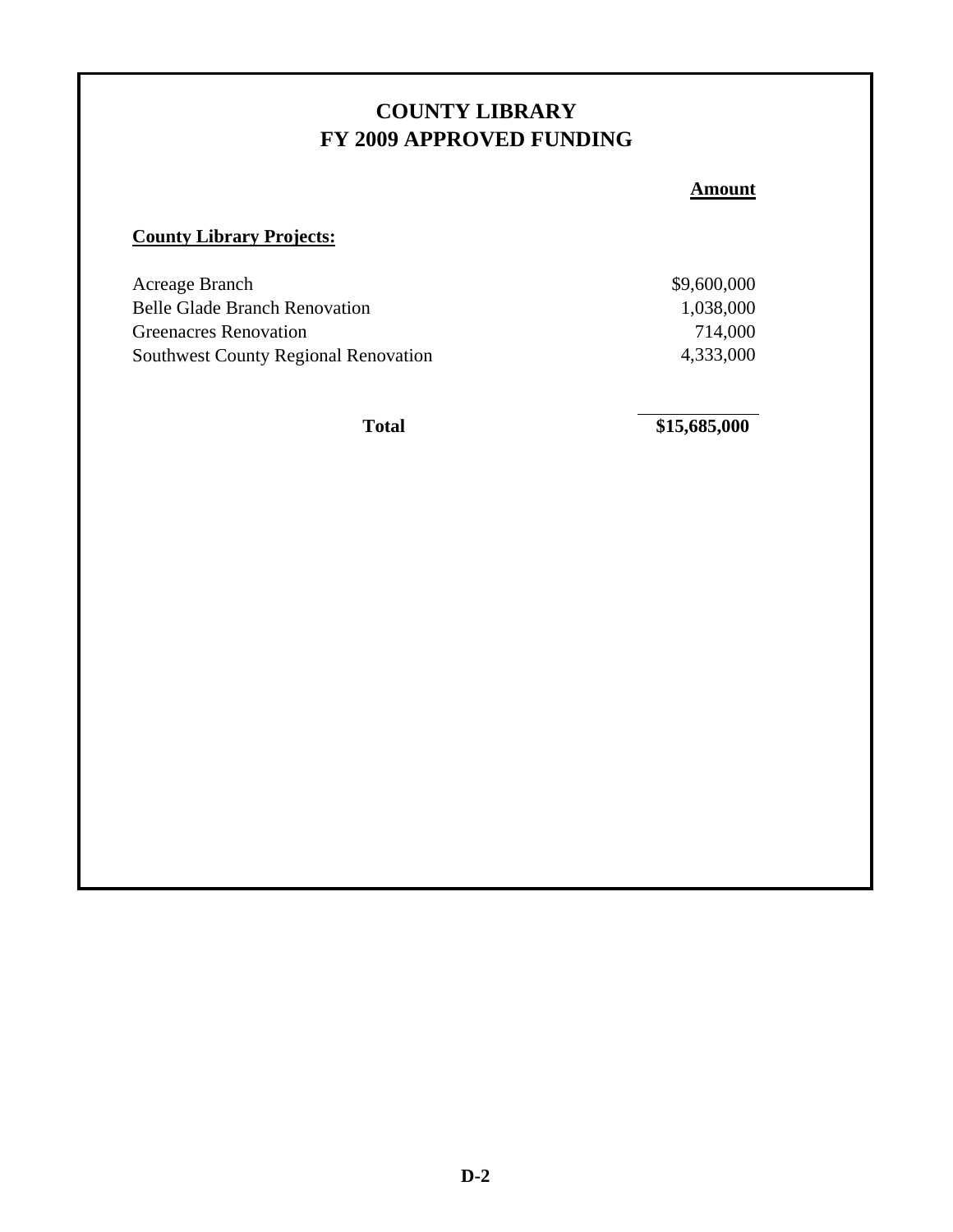# COUNTY LIBRARY
# FY 2009 APPROVED FUNDING

| | Amount |
|---|---|
| **County Library Projects:** | |
| Acreage Branch | $9,600,000 |
| Belle Glade Branch Renovation | 1,038,000 |
| Greenacres Renovation | 714,000 |
| Southwest County Regional Renovation | 4,333,000 |
| **Total** | **$15,685,000** |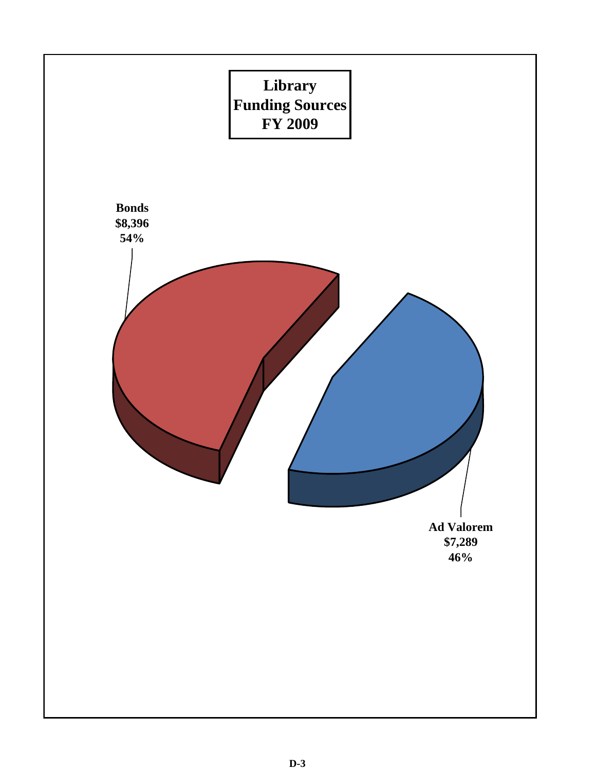# Library Funding Sources FY 2009

Bonds
$8,396
54%

Ad Valorem
$7,289
46%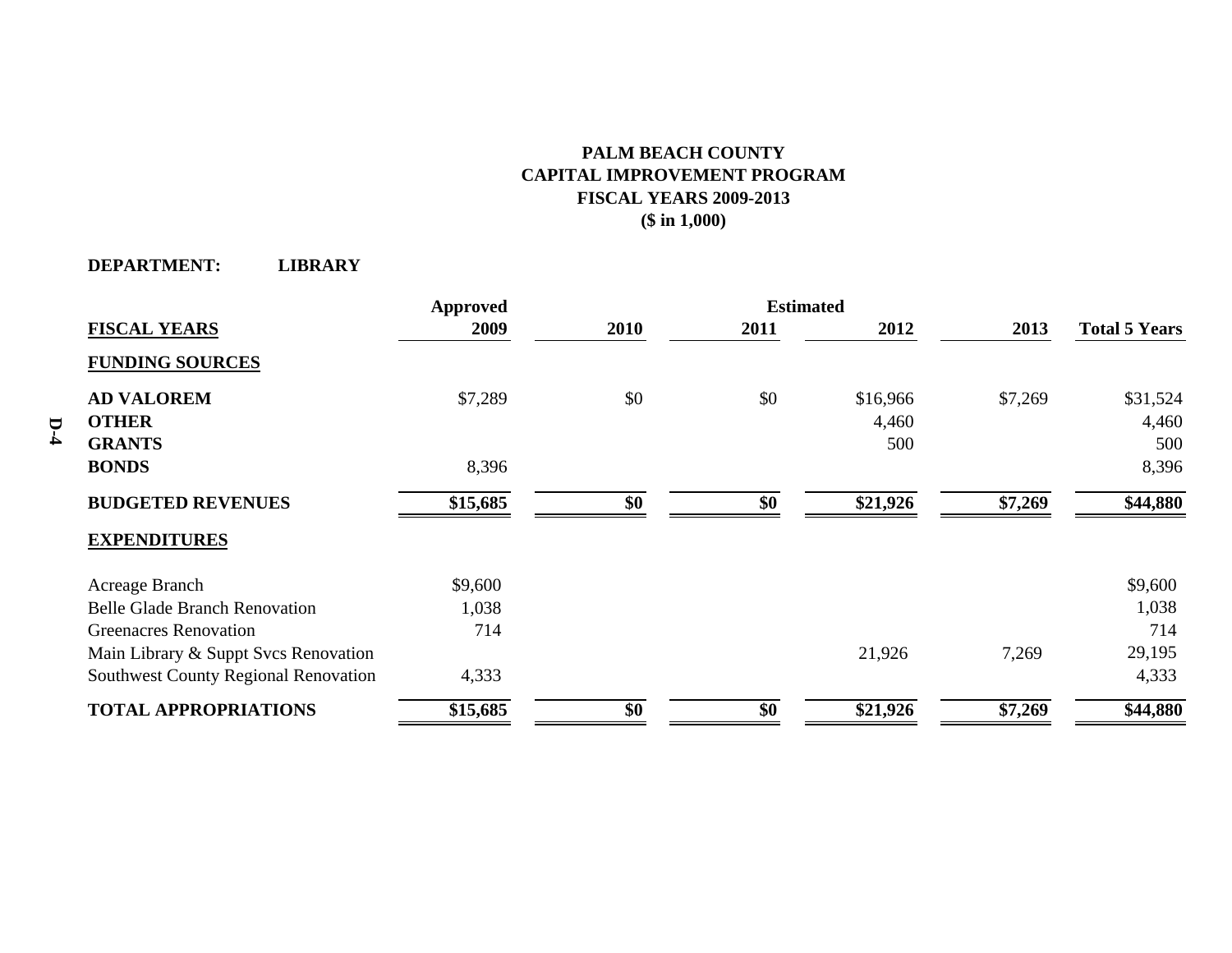# PALM BEACH COUNTY
## CAPITAL IMPROVEMENT PROGRAM
## FISCAL YEARS 2009-2013
## ($ in 1,000)

**DEPARTMENT: LIBRARY**

| | Approved | | Estimated | | | |
|---|---|---|---|---|---|---|
| **FISCAL YEARS** | **2009** | **2010** | **2011** | **2012** | **2013** | **Total 5 Years** |
| **FUNDING SOURCES** | | | | | | |
| **AD VALOREM** | $7,289 | $0 | $0 | $16,966 | $7,269 | $31,524 |
| **OTHER** | | | | 4,460 | | 4,460 |
| **GRANTS** | | | | 500 | | 500 |
| **BONDS** | 8,396 | | | | | 8,396 |
| **BUDGETED REVENUES** | **$15,685** | **$0** | **$0** | **$21,926** | **$7,269** | **$44,880** |
| **EXPENDITURES** | | | | | | |
| Acreage Branch | $9,600 | | | | | $9,600 |
| Belle Glade Branch Renovation | 1,038 | | | | | 1,038 |
| Greenacres Renovation | 714 | | | | | 714 |
| Main Library & Suppt Svcs Renovation | | | | 21,926 | 7,269 | 29,195 |
| Southwest County Regional Renovation | 4,333 | | | | | 4,333 |
| **TOTAL APPROPRIATIONS** | **$15,685** | **$0** | **$0** | **$21,926** | **$7,269** | **$44,880** |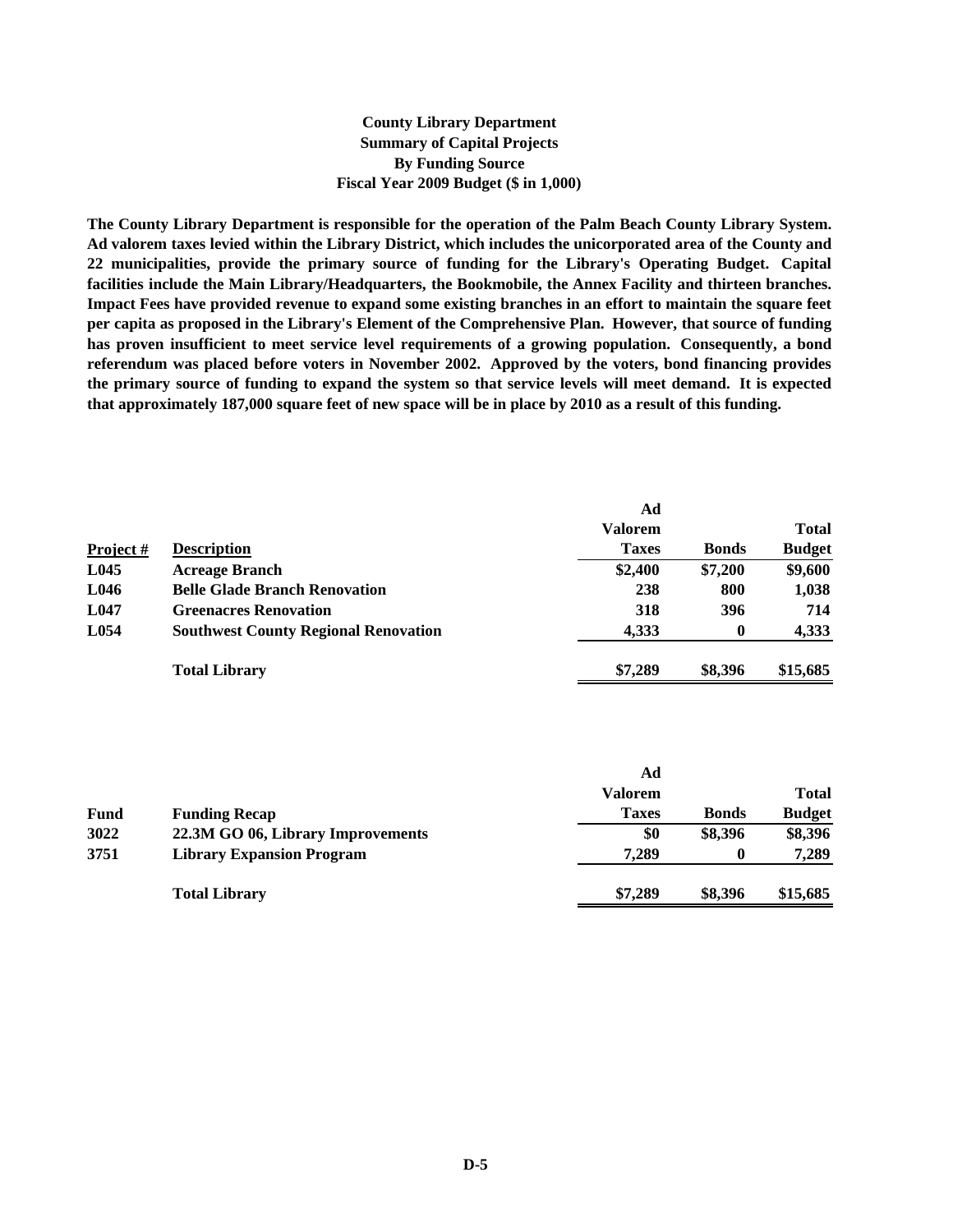# County Library Department
## Summary of Capital Projects
## By Funding Source
## Fiscal Year 2009 Budget ($ in 1,000)

**The County Library Department is responsible for the operation of the Palm Beach County Library System. Ad valorem taxes levied within the Library District, which includes the unicorporated area of the County and 22 municipalities, provide the primary source of funding for the Library's Operating Budget. Capital facilities include the Main Library/Headquarters, the Bookmobile, the Annex Facility and thirteen branches. Impact Fees have provided revenue to expand some existing branches in an effort to maintain the square feet per capita as proposed in the Library's Element of the Comprehensive Plan. However, that source of funding has proven insufficient to meet service level requirements of a growing population. Consequently, a bond referendum was placed before voters in November 2002. Approved by the voters, bond financing provides the primary source of funding to expand the system so that service levels will meet demand. It is expected that approximately 187,000 square feet of new space will be in place by 2010 as a result of this funding.**

| Project # | Description | Ad Valorem Taxes | Bonds | Total Budget |
|---|---|---|---|---|
| L045 | Acreage Branch | $2,400 | $7,200 | $9,600 |
| L046 | Belle Glade Branch Renovation | 238 | 800 | 1,038 |
| L047 | Greenacres Renovation | 318 | 396 | 714 |
| L054 | Southwest County Regional Renovation | 4,333 | 0 | 4,333 |
| | **Total Library** | $7,289 | $8,396 | $15,685 |

| Fund | Funding Recap | Ad Valorem Taxes | Bonds | Total Budget |
|---|---|---|---|---|
| 3022 | 22.3M GO 06, Library Improvements | $0 | $8,396 | $8,396 |
| 3751 | Library Expansion Program | 7,289 | 0 | 7,289 |
| | **Total Library** | $7,289 | $8,396 | $15,685 |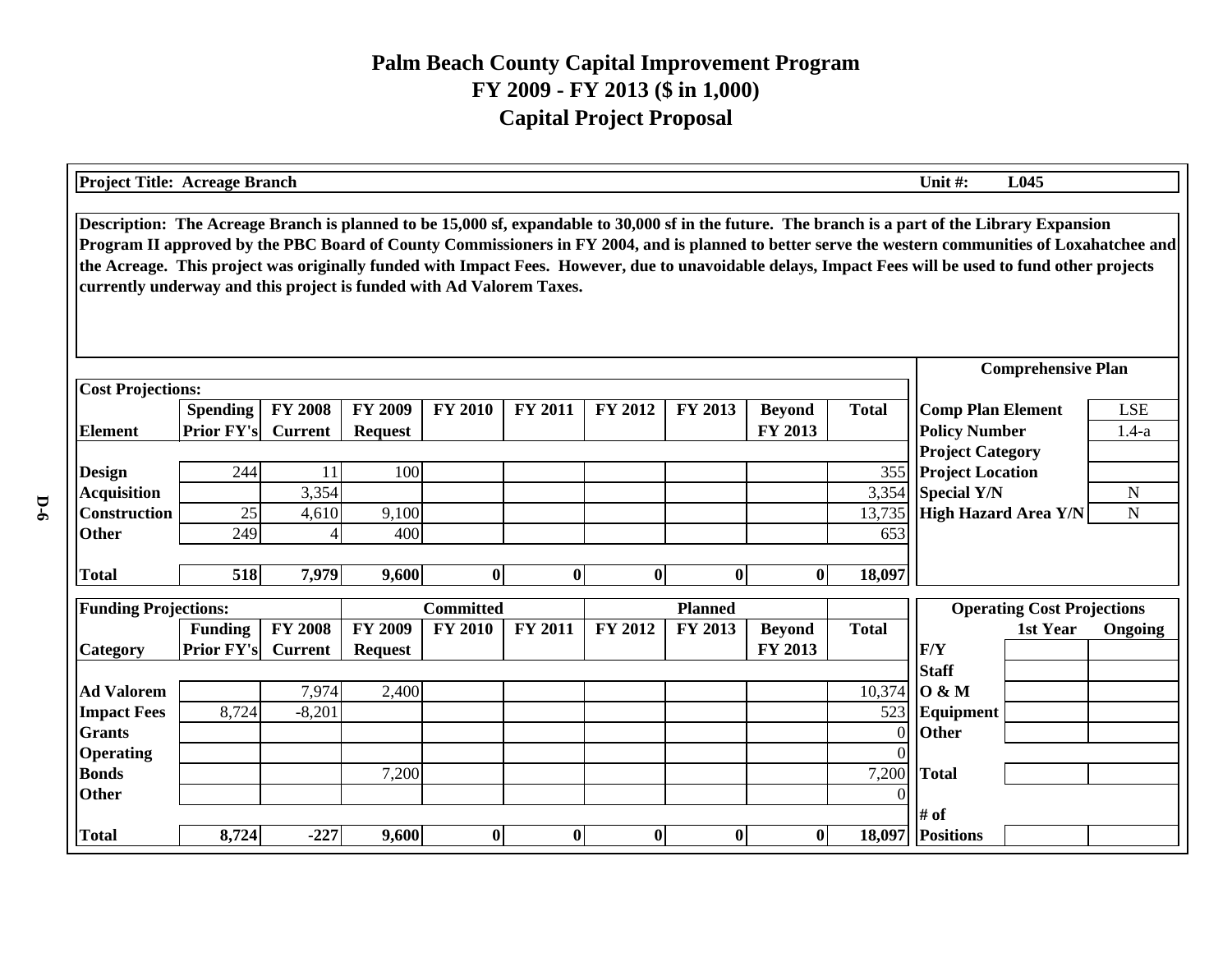# Palm Beach County Capital Improvement Program
## FY 2009 - FY 2013 ($ in 1,000)
## Capital Project Proposal

**Project Title: Acreage Branch** | **Unit #: L045**

**Description: The Acreage Branch is planned to be 15,000 sf, expandable to 30,000 sf in the future. The branch is a part of the Library Expansion Program II approved by the PBC Board of County Commissioners in FY 2004, and is planned to better serve the western communities of Loxahatchee and the Acreage. This project was originally funded with Impact Fees. However, due to unavoidable delays, Impact Fees will be used to fund other projects currently underway and this project is funded with Ad Valorem Taxes.**

**Cost Projections:**

| Element | Spending Prior FY's | FY 2008 Current | FY 2009 Request | FY 2010 | FY 2011 | FY 2012 | FY 2013 | Beyond FY 2013 | Total |
|---|---|---|---|---|---|---|---|---|---|
| Design | 244 | 11 | 100 | | | | | | 355 |
| Acquisition | | 3,354 | | | | | | | 3,354 |
| Construction | 25 | 4,610 | 9,100 | | | | | | 13,735 |
| Other | 249 | 4 | 400 | | | | | | 653 |
| **Total** | **518** | **7,979** | **9,600** | **0** | **0** | **0** | **0** | **0** | **18,097** |

**Comprehensive Plan**

| | |
|---|---|
| Comp Plan Element | LSE |
| Policy Number | 1.4-a |
| Project Category | |
| Project Location | |
| Special Y/N | N |
| High Hazard Area Y/N | N |

**Funding Projections:**

| Category | Funding Prior FY's | FY 2008 Current | FY 2009 Request | Committed FY 2010 | FY 2011 | Planned FY 2012 | FY 2013 | Beyond FY 2013 | Total |
|---|---|---|---|---|---|---|---|---|---|
| Ad Valorem | | 7,974 | 2,400 | | | | | | 10,374 |
| Impact Fees | 8,724 | -8,201 | | | | | | | 523 |
| Grants | | | | | | | | | 0 |
| Operating | | | | | | | | | 0 |
| Bonds | | | 7,200 | | | | | | 7,200 |
| Other | | | | | | | | | 0 |
| **Total** | **8,724** | **-227** | **9,600** | **0** | **0** | **0** | **0** | **0** | **18,097** |

**Operating Cost Projections**

| F/Y | 1st Year | Ongoing |
|---|---|---|
| Staff | | |
| O & M | | |
| Equipment | | |
| Other | | |
| Total | | |
| # of Positions | | |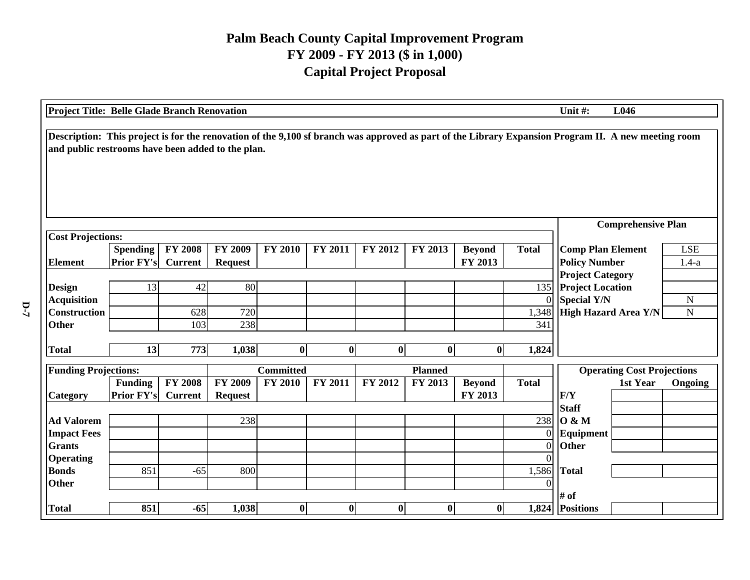# Palm Beach County Capital Improvement Program
## FY 2009 - FY 2013 ($ in 1,000)
## Capital Project Proposal

**Project Title: Belle Glade Branch Renovation** | **Unit #: L046**

**Description: This project is for the renovation of the 9,100 sf branch was approved as part of the Library Expansion Program II. A new meeting room and public restrooms have been added to the plan.**

**Cost Projections:**

| Element | Spending Prior FY's | FY 2008 Current | FY 2009 Request | FY 2010 | FY 2011 | FY 2012 | FY 2013 | Beyond FY 2013 | Total |
|---|---|---|---|---|---|---|---|---|---|
| Design | 13 | 42 | 80 | | | | | | 135 |
| Acquisition | | | | | | | | | 0 |
| Construction | | 628 | 720 | | | | | | 1,348 |
| Other | | 103 | 238 | | | | | | 341 |
| **Total** | **13** | **773** | **1,038** | **0** | **0** | **0** | **0** | **0** | **1,824** |

**Comprehensive Plan**

| | |
|---|---|
| Comp Plan Element | LSE |
| Policy Number | 1.4-a |
| Project Category | |
| Project Location | |
| Special Y/N | N |
| High Hazard Area Y/N | N |

**Funding Projections:**

| Category | Funding Prior FY's | FY 2008 Current | FY 2009 Request | FY 2010 (Committed) | FY 2011 (Committed) | FY 2012 (Planned) | FY 2013 (Planned) | Beyond FY 2013 (Planned) | Total |
|---|---|---|---|---|---|---|---|---|---|
| Ad Valorem | | | 238 | | | | | | 238 |
| Impact Fees | | | | | | | | | 0 |
| Grants | | | | | | | | | 0 |
| Operating | | | | | | | | | 0 |
| Bonds | 851 | -65 | 800 | | | | | | 1,586 |
| Other | | | | | | | | | 0 |
| **Total** | **851** | **-65** | **1,038** | **0** | **0** | **0** | **0** | **0** | **1,824** |

**Operating Cost Projections**

| F/Y | 1st Year | Ongoing |
|---|---|---|
| Staff | | |
| O & M | | |
| Equipment | | |
| Other | | |
| Total | | |
| # of Positions | | |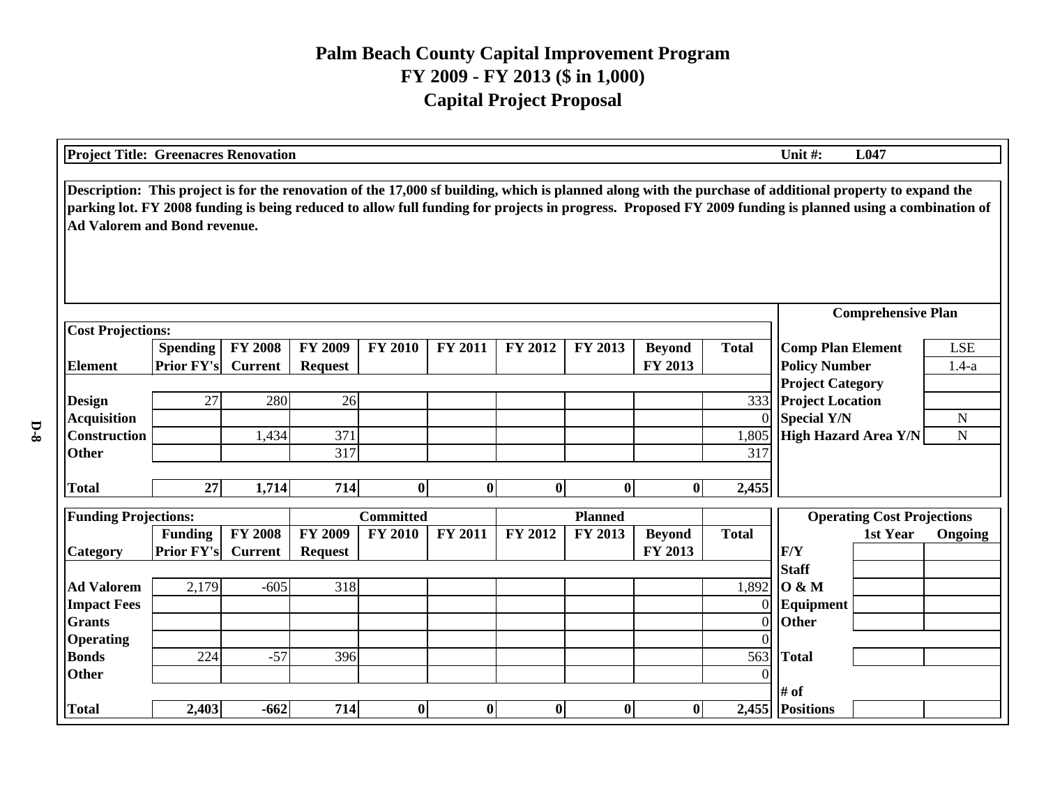# Palm Beach County Capital Improvement Program
## FY 2009 - FY 2013 ($ in 1,000)
## Capital Project Proposal

**Project Title: Greenacres Renovation** | **Unit #: L047**

**Description: This project is for the renovation of the 17,000 sf building, which is planned along with the purchase of additional property to expand the parking lot. FY 2008 funding is being reduced to allow full funding for projects in progress. Proposed FY 2009 funding is planned using a combination of Ad Valorem and Bond revenue.**

### Cost Projections:

| Element | Spending Prior FY's | FY 2008 Current | FY 2009 Request | FY 2010 | FY 2011 | FY 2012 | FY 2013 | Beyond FY 2013 | Total |
|---|---|---|---|---|---|---|---|---|---|
| Design | 27 | 280 | 26 | | | | | | 333 |
| Acquisition | | | | | | | | | 0 |
| Construction | | 1,434 | 371 | | | | | | 1,805 |
| Other | | | 317 | | | | | | 317 |
| **Total** | **27** | **1,714** | **714** | **0** | **0** | **0** | **0** | **0** | **2,455** |

### Comprehensive Plan

| | |
|---|---|
| Comp Plan Element | LSE |
| Policy Number | 1.4-a |
| Project Category | |
| Project Location | |
| Special Y/N | N |
| High Hazard Area Y/N | N |

### Funding Projections:

| Category | Funding Prior FY's | FY 2008 Current | FY 2009 Request (Committed) | FY 2010 (Committed) | FY 2011 (Committed) | FY 2012 (Planned) | FY 2013 (Planned) | Beyond FY 2013 (Planned) | Total |
|---|---|---|---|---|---|---|---|---|---|
| Ad Valorem | 2,179 | -605 | 318 | | | | | | 1,892 |
| Impact Fees | | | | | | | | | 0 |
| Grants | | | | | | | | | 0 |
| Operating | | | | | | | | | 0 |
| Bonds | 224 | -57 | 396 | | | | | | 563 |
| Other | | | | | | | | | 0 |
| **Total** | **2,403** | **-662** | **714** | **0** | **0** | **0** | **0** | **0** | **2,455** |

### Operating Cost Projections

| F/Y | 1st Year | Ongoing |
|---|---|---|
| Staff | | |
| O & M | | |
| Equipment | | |
| Other | | |
| Total | | |
| # of Positions | | |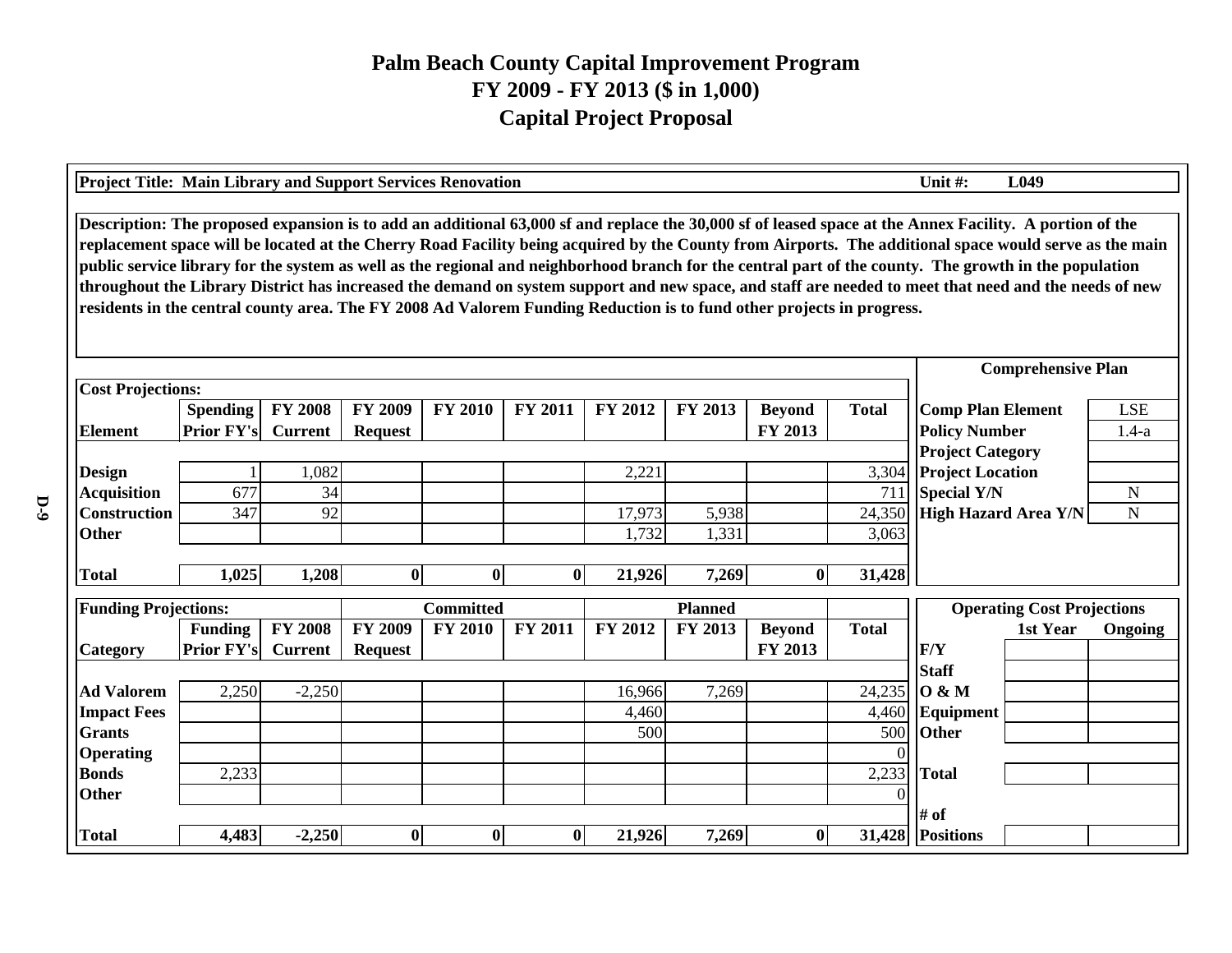# Palm Beach County Capital Improvement Program
## FY 2009 - FY 2013 ($ in 1,000)
## Capital Project Proposal

**Project Title: Main Library and Support Services Renovation** | **Unit #: L049**

**Description: The proposed expansion is to add an additional 63,000 sf and replace the 30,000 sf of leased space at the Annex Facility. A portion of the replacement space will be located at the Cherry Road Facility being acquired by the County from Airports. The additional space would serve as the main public service library for the system as well as the regional and neighborhood branch for the central part of the county. The growth in the population throughout the Library District has increased the demand on system support and new space, and staff are needed to meet that need and the needs of new residents in the central county area. The FY 2008 Ad Valorem Funding Reduction is to fund other projects in progress.**

**Cost Projections:**

| Element | Spending Prior FY's | FY 2008 Current | FY 2009 Request | FY 2010 | FY 2011 | FY 2012 | FY 2013 | Beyond FY 2013 | Total |
|---|---|---|---|---|---|---|---|---|---|
| Design | 1 | 1,082 | | | | 2,221 | | | 3,304 |
| Acquisition | 677 | 34 | | | | | | | 711 |
| Construction | 347 | 92 | | | | 17,973 | 5,938 | | 24,350 |
| Other | | | | | | 1,732 | 1,331 | | 3,063 |
| **Total** | **1,025** | **1,208** | **0** | **0** | **0** | **21,926** | **7,269** | **0** | **31,428** |

**Comprehensive Plan**

| | |
|---|---|
| Comp Plan Element | LSE |
| Policy Number | 1.4-a |
| Project Category | |
| Project Location | |
| Special Y/N | N |
| High Hazard Area Y/N | N |

**Funding Projections:**

| | | | Committed | | | Planned | | | |
|---|---|---|---|---|---|---|---|---|---|
| Category | Funding Prior FY's | FY 2008 Current | FY 2009 Request | FY 2010 | FY 2011 | FY 2012 | FY 2013 | Beyond FY 2013 | Total |
| Ad Valorem | 2,250 | -2,250 | | | | 16,966 | 7,269 | | 24,235 |
| Impact Fees | | | | | | 4,460 | | | 4,460 |
| Grants | | | | | | 500 | | | 500 |
| Operating | | | | | | | | | 0 |
| Bonds | 2,233 | | | | | | | | 2,233 |
| Other | | | | | | | | | 0 |
| **Total** | **4,483** | **-2,250** | **0** | **0** | **0** | **21,926** | **7,269** | **0** | **31,428** |

**Operating Cost Projections**

| F/Y | 1st Year | Ongoing |
|---|---|---|
| Staff | | |
| O & M | | |
| Equipment | | |
| Other | | |
| Total | | |
| # of Positions | | |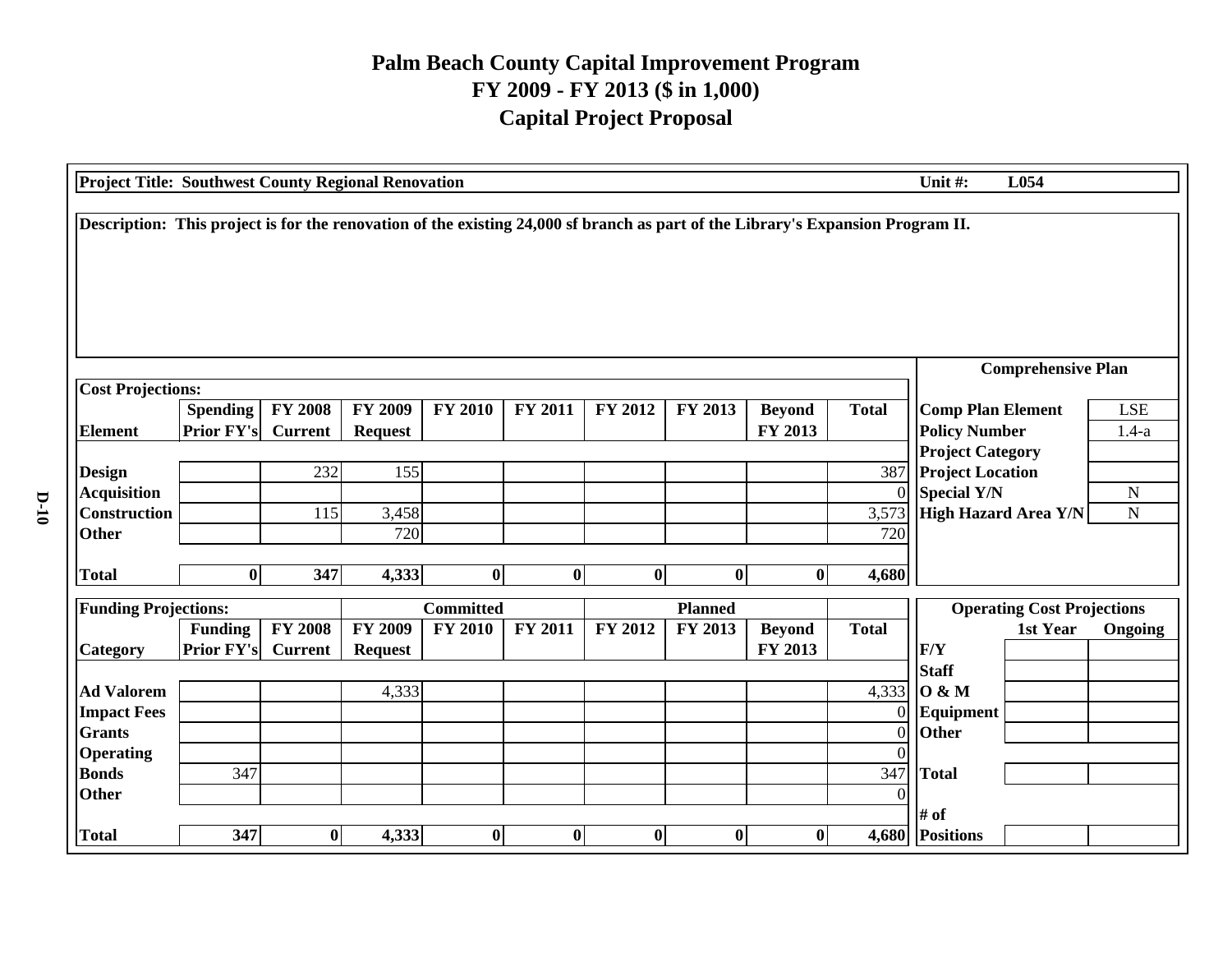# Palm Beach County Capital Improvement Program
## FY 2009 - FY 2013 ($ in 1,000)
## Capital Project Proposal

**Project Title: Southwest County Regional Renovation** | **Unit #: L054**

**Description: This project is for the renovation of the existing 24,000 sf branch as part of the Library's Expansion Program II.**

**Cost Projections:**

| Element | Spending Prior FY's | FY 2008 Current | FY 2009 Request | FY 2010 | FY 2011 | FY 2012 | FY 2013 | Beyond FY 2013 | Total |
|---|---|---|---|---|---|---|---|---|---|
| Design | | 232 | 155 | | | | | | 387 |
| Acquisition | | | | | | | | | 0 |
| Construction | | 115 | 3,458 | | | | | | 3,573 |
| Other | | | 720 | | | | | | 720 |
| **Total** | **0** | **347** | **4,333** | **0** | **0** | **0** | **0** | **0** | **4,680** |

**Comprehensive Plan**

| | |
|---|---|
| Comp Plan Element | LSE |
| Policy Number | 1.4-a |
| Project Category | |
| Project Location | |
| Special Y/N | N |
| High Hazard Area Y/N | N |

**Funding Projections:**

| Category | Funding Prior FY's | FY 2008 Current | FY 2009 Request | FY 2010 (Committed) | FY 2011 | FY 2012 | FY 2013 (Planned) | Beyond FY 2013 | Total |
|---|---|---|---|---|---|---|---|---|---|
| Ad Valorem | | | 4,333 | | | | | | 4,333 |
| Impact Fees | | | | | | | | | 0 |
| Grants | | | | | | | | | 0 |
| Operating | | | | | | | | | 0 |
| Bonds | 347 | | | | | | | | 347 |
| Other | | | | | | | | | 0 |
| **Total** | **347** | **0** | **4,333** | **0** | **0** | **0** | **0** | **0** | **4,680** |

**Operating Cost Projections**

| F/Y | 1st Year | Ongoing |
|---|---|---|
| Staff | | |
| O & M | | |
| Equipment | | |
| Other | | |
| Total | | |
| # of Positions | | |